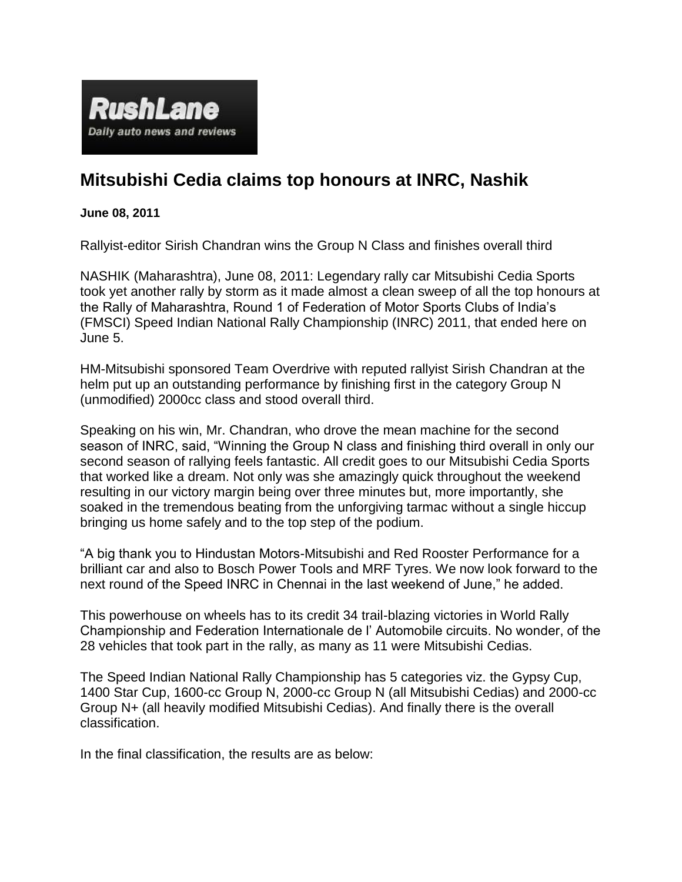RushLane

Daily auto news and reviews

# Mitsubishi Cedia claims top honours at INRC, Nashik

**June 08, 2011**

Rallyist-editor Sirish Chandran wins the Group N Class and finishes overall third

NASHIK (Maharashtra), June 08, 2011: Legendary rally car Mitsubishi Cedia Sports took yet another rally by storm as it made almost a clean sweep of all the top honours at the Rally of Maharashtra, Round 1 of Federation of Motor Sports Clubs of India's (FMSCI) Speed Indian National Rally Championship (INRC) 2011, that ended here on June 5.

HM-Mitsubishi sponsored Team Overdrive with reputed rallyist Sirish Chandran at the helm put up an outstanding performance by finishing first in the category Group N (unmodified) 2000cc class and stood overall third.

Speaking on his win, Mr. Chandran, who drove the mean machine for the second season of INRC, said, "Winning the Group N class and finishing third overall in only our second season of rallying feels fantastic. All credit goes to our Mitsubishi Cedia Sports that worked like a dream. Not only was she amazingly quick throughout the weekend resulting in our victory margin being over three minutes but, more importantly, she soaked in the tremendous beating from the unforgiving tarmac without a single hiccup bringing us home safely and to the top step of the podium.

"A big thank you to Hindustan Motors-Mitsubishi and Red Rooster Performance for a brilliant car and also to Bosch Power Tools and MRF Tyres. We now look forward to the next round of the Speed INRC in Chennai in the last weekend of June," he added.

This powerhouse on wheels has to its credit 34 trail-blazing victories in World Rally Championship and Federation Internationale de l' Automobile circuits. No wonder, of the 28 vehicles that took part in the rally, as many as 11 were Mitsubishi Cedias.

The Speed Indian National Rally Championship has 5 categories viz. the Gypsy Cup, 1400 Star Cup, 1600-cc Group N, 2000-cc Group N (all Mitsubishi Cedias) and 2000-cc Group N+ (all heavily modified Mitsubishi Cedias). And finally there is the overall classification.

In the final classification, the results are as below: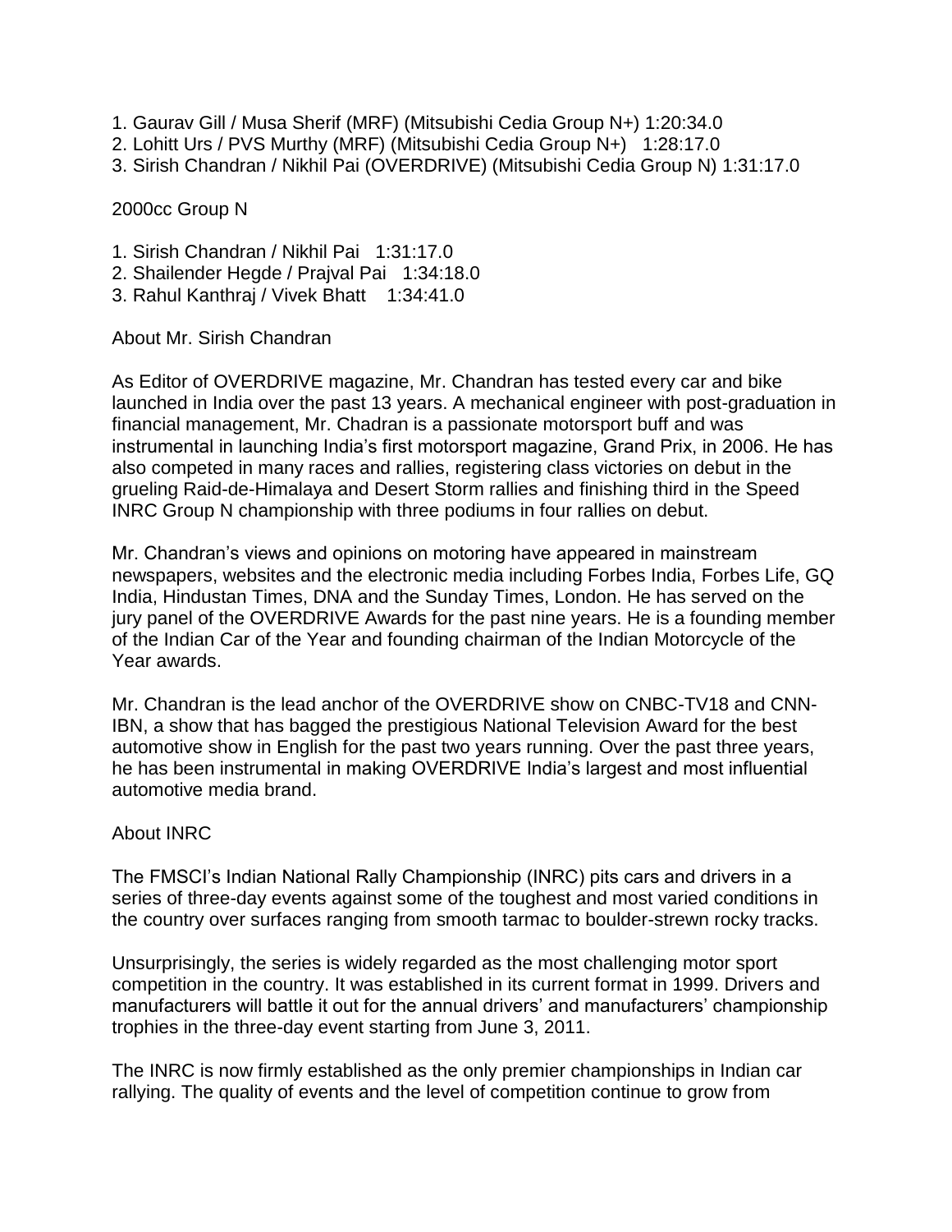1. Gaurav Gill / Musa Sherif (MRF) (Mitsubishi Cedia Group N+) 1:20:34.0
2. Lohitt Urs / PVS Murthy (MRF) (Mitsubishi Cedia Group N+) 1:28:17.0
3. Sirish Chandran / Nikhil Pai (OVERDRIVE) (Mitsubishi Cedia Group N) 1:31:17.0

2000cc Group N

1. Sirish Chandran / Nikhil Pai 1:31:17.0
2. Shailender Hegde / Prajval Pai 1:34:18.0
3. Rahul Kanthraj / Vivek Bhatt 1:34:41.0

About Mr. Sirish Chandran

As Editor of OVERDRIVE magazine, Mr. Chandran has tested every car and bike launched in India over the past 13 years. A mechanical engineer with post-graduation in financial management, Mr. Chadran is a passionate motorsport buff and was instrumental in launching India's first motorsport magazine, Grand Prix, in 2006. He has also competed in many races and rallies, registering class victories on debut in the grueling Raid-de-Himalaya and Desert Storm rallies and finishing third in the Speed INRC Group N championship with three podiums in four rallies on debut.

Mr. Chandran's views and opinions on motoring have appeared in mainstream newspapers, websites and the electronic media including Forbes India, Forbes Life, GQ India, Hindustan Times, DNA and the Sunday Times, London. He has served on the jury panel of the OVERDRIVE Awards for the past nine years. He is a founding member of the Indian Car of the Year and founding chairman of the Indian Motorcycle of the Year awards.

Mr. Chandran is the lead anchor of the OVERDRIVE show on CNBC-TV18 and CNN-IBN, a show that has bagged the prestigious National Television Award for the best automotive show in English for the past two years running. Over the past three years, he has been instrumental in making OVERDRIVE India's largest and most influential automotive media brand.

About INRC

The FMSCI's Indian National Rally Championship (INRC) pits cars and drivers in a series of three-day events against some of the toughest and most varied conditions in the country over surfaces ranging from smooth tarmac to boulder-strewn rocky tracks.

Unsurprisingly, the series is widely regarded as the most challenging motor sport competition in the country. It was established in its current format in 1999. Drivers and manufacturers will battle it out for the annual drivers' and manufacturers' championship trophies in the three-day event starting from June 3, 2011.

The INRC is now firmly established as the only premier championships in Indian car rallying. The quality of events and the level of competition continue to grow from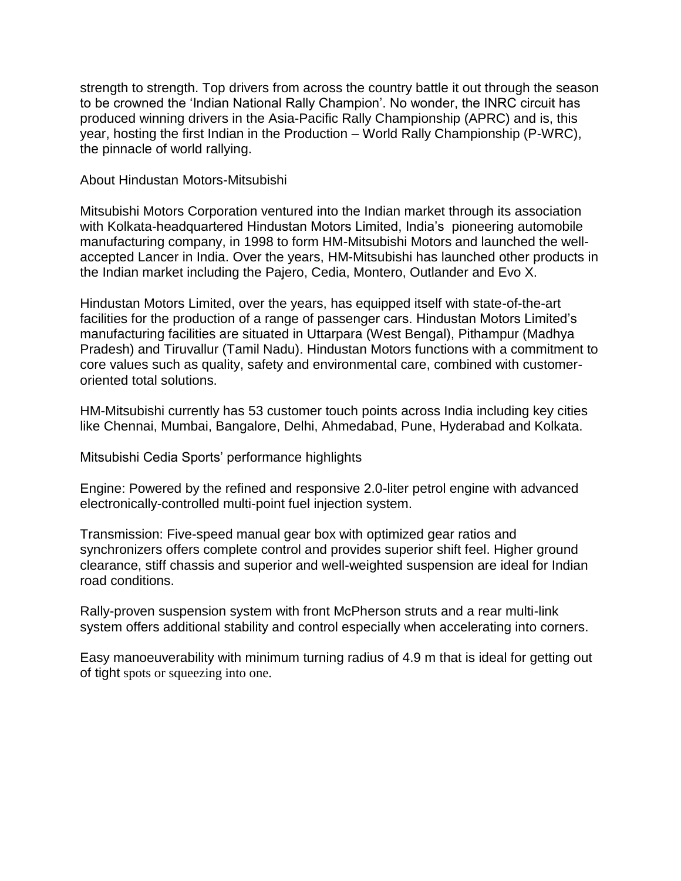strength to strength. Top drivers from across the country battle it out through the season to be crowned the 'Indian National Rally Champion'. No wonder, the INRC circuit has produced winning drivers in the Asia-Pacific Rally Championship (APRC) and is, this year, hosting the first Indian in the Production – World Rally Championship (P-WRC), the pinnacle of world rallying.

## About Hindustan Motors-Mitsubishi

Mitsubishi Motors Corporation ventured into the Indian market through its association with Kolkata-headquartered Hindustan Motors Limited, India's pioneering automobile manufacturing company, in 1998 to form HM-Mitsubishi Motors and launched the well-accepted Lancer in India. Over the years, HM-Mitsubishi has launched other products in the Indian market including the Pajero, Cedia, Montero, Outlander and Evo X.

Hindustan Motors Limited, over the years, has equipped itself with state-of-the-art facilities for the production of a range of passenger cars. Hindustan Motors Limited's manufacturing facilities are situated in Uttarpara (West Bengal), Pithampur (Madhya Pradesh) and Tiruvallur (Tamil Nadu). Hindustan Motors functions with a commitment to core values such as quality, safety and environmental care, combined with customer-oriented total solutions.

HM-Mitsubishi currently has 53 customer touch points across India including key cities like Chennai, Mumbai, Bangalore, Delhi, Ahmedabad, Pune, Hyderabad and Kolkata.

## Mitsubishi Cedia Sports' performance highlights

Engine: Powered by the refined and responsive 2.0-liter petrol engine with advanced electronically-controlled multi-point fuel injection system.

Transmission: Five-speed manual gear box with optimized gear ratios and synchronizers offers complete control and provides superior shift feel. Higher ground clearance, stiff chassis and superior and well-weighted suspension are ideal for Indian road conditions.

Rally-proven suspension system with front McPherson struts and a rear multi-link system offers additional stability and control especially when accelerating into corners.

Easy manoeuverability with minimum turning radius of 4.9 m that is ideal for getting out of tight spots or squeezing into one.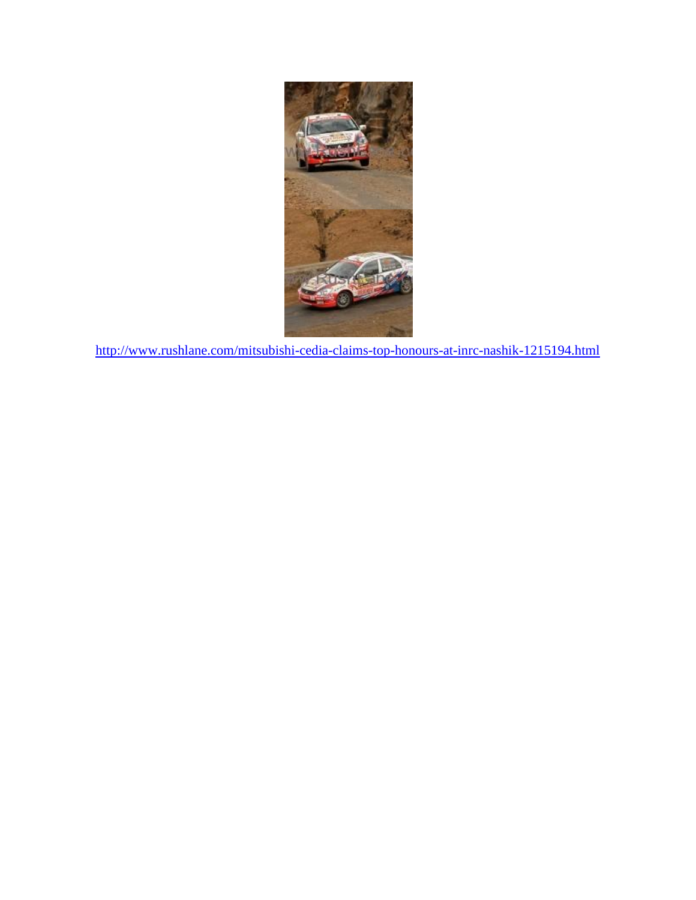http://www.rushlane.com/mitsubishi-cedia-claims-top-honours-at-inrc-nashik-1215194.html